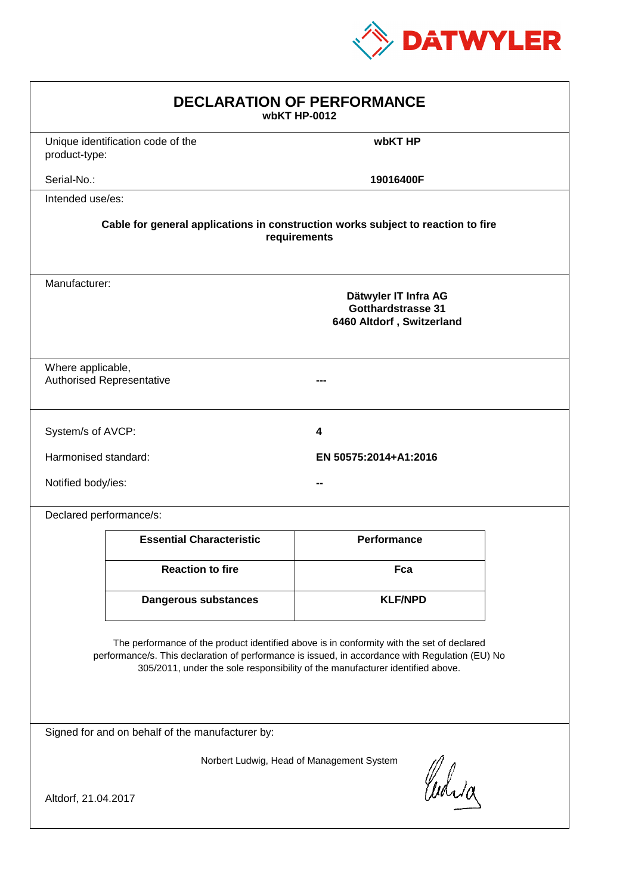DATWYLER

# DECLARATION OF PERFORMANCE

**wbKT HP-0012**

Unique identification code of the product-type: **wbKT HP**

Serial-No.: **19016400F**

Intended use/es:

**Cable for general applications in construction works subject to reaction to fire requirements**

Manufacturer:

**Dätwyler IT Infra AG**
**Gotthardstrasse 31**
**6460 Altdorf , Switzerland**

Where applicable,
Authorised Representative: **---**

System/s of AVCP: **4**

Harmonised standard: **EN 50575:2014+A1:2016**

Notified body/ies: **--**

Declared performance/s:

| Essential Characteristic | Performance |
|---|---|
| **Reaction to fire** | **Fca** |
| **Dangerous substances** | **KLF/NPD** |

The performance of the product identified above is in conformity with the set of declared performance/s. This declaration of performance is issued, in accordance with Regulation (EU) No 305/2011, under the sole responsibility of the manufacturer identified above.

Signed for and on behalf of the manufacturer by:

Norbert Ludwig, Head of Management System

Altdorf, 21.04.2017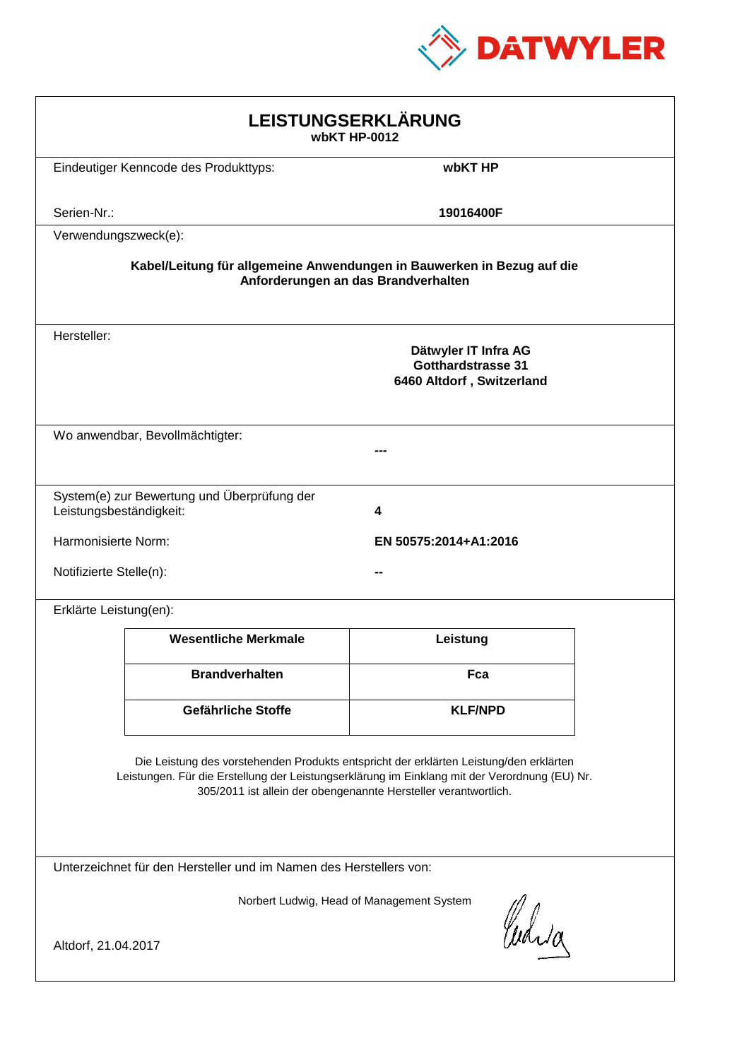DATWYLER

# LEISTUNGSERKLÄRUNG

**wbKT HP-0012**

Eindeutiger Kenncode des Produkttyps: **wbKT HP**

Serien-Nr.: **19016400F**

Verwendungszweck(e):

**Kabel/Leitung für allgemeine Anwendungen in Bauwerken in Bezug auf die Anforderungen an das Brandverhalten**

Hersteller:

**Dätwyler IT Infra AG**
**Gotthardstrasse 31**
**6460 Altdorf , Switzerland**

Wo anwendbar, Bevollmächtigter: **---**

System(e) zur Bewertung und Überprüfung der Leistungsbeständigkeit: **4**

Harmonisierte Norm: **EN 50575:2014+A1:2016**

Notifizierte Stelle(n): **--**

Erklärte Leistung(en):

| Wesentliche Merkmale | Leistung |
|---|---|
| **Brandverhalten** | **Fca** |
| **Gefährliche Stoffe** | **KLF/NPD** |

Die Leistung des vorstehenden Produkts entspricht der erklärten Leistung/den erklärten Leistungen. Für die Erstellung der Leistungserklärung im Einklang mit der Verordnung (EU) Nr. 305/2011 ist allein der obengenannte Hersteller verantwortlich.

Unterzeichnet für den Hersteller und im Namen des Herstellers von:

Norbert Ludwig, Head of Management System

Altdorf, 21.04.2017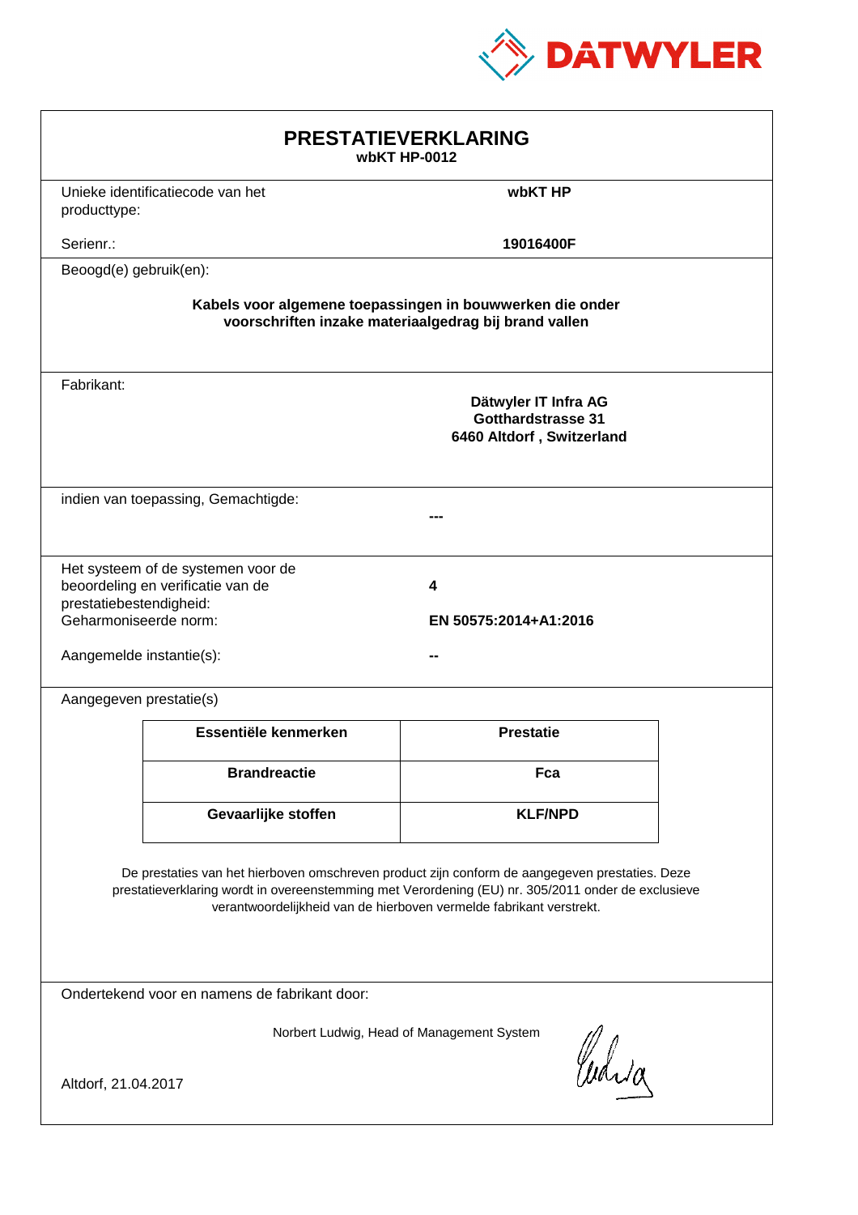DATWYLER

# PRESTATIEVERKLARING

**wbKT HP-0012**

Unieke identificatiecode van het producttype: **wbKT HP**

Serienr.: **19016400F**

Beoogd(e) gebruik(en):

**Kabels voor algemene toepassingen in bouwwerken die onder voorschriften inzake materiaalgedrag bij brand vallen**

Fabrikant:

**Dätwyler IT Infra AG**
**Gotthardstrasse 31**
**6460 Altdorf , Switzerland**

indien van toepassing, Gemachtigde: **---**

Het systeem of de systemen voor de beoordeling en verificatie van de prestatiebestendigheid: **4**

Geharmoniseerde norm: **EN 50575:2014+A1:2016**

Aangemelde instantie(s): **--**

Aangegeven prestatie(s)

| Essentiële kenmerken | Prestatie |
|---|---|
| **Brandreactie** | **Fca** |
| **Gevaarlijke stoffen** | **KLF/NPD** |

De prestaties van het hierboven omschreven product zijn conform de aangegeven prestaties. Deze prestatieverklaring wordt in overeenstemming met Verordening (EU) nr. 305/2011 onder de exclusieve verantwoordelijkheid van de hierboven vermelde fabrikant verstrekt.

Ondertekend voor en namens de fabrikant door:

Norbert Ludwig, Head of Management System

Altdorf, 21.04.2017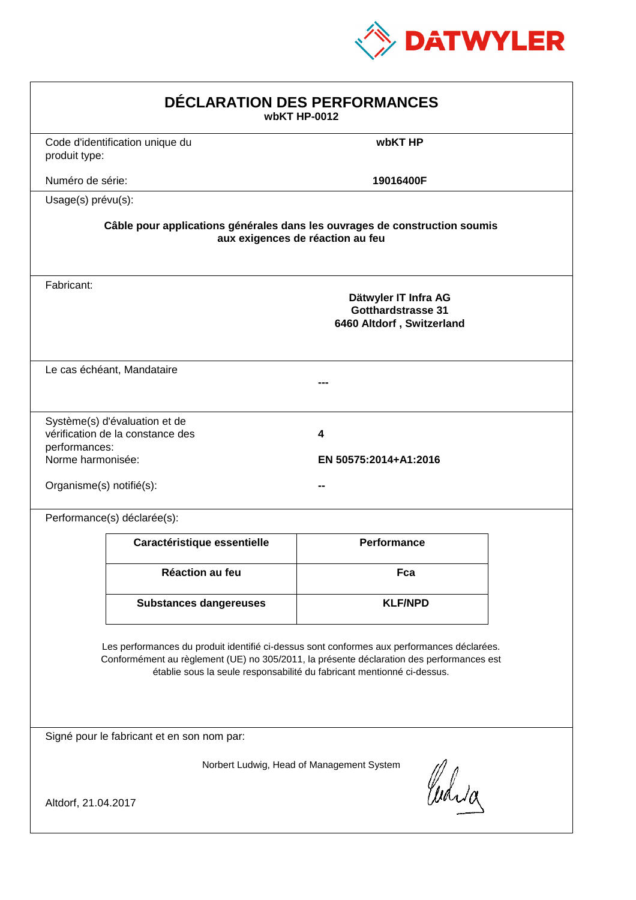DATWYLER

# DÉCLARATION DES PERFORMANCES

**wbKT HP-0012**

Code d'identification unique du produit type: **wbKT HP**

Numéro de série: **19016400F**

Usage(s) prévu(s):

**Câble pour applications générales dans les ouvrages de construction soumis aux exigences de réaction au feu**

Fabricant:

**Dätwyler IT Infra AG**
**Gotthardstrasse 31**
**6460 Altdorf , Switzerland**

Le cas échéant, Mandataire

**---**

Système(s) d'évaluation et de vérification de la constance des performances: **4**

Norme harmonisée: **EN 50575:2014+A1:2016**

Organisme(s) notifié(s): **--**

Performance(s) déclarée(s):

| Caractéristique essentielle | Performance |
|---|---|
| Réaction au feu | Fca |
| Substances dangereuses | KLF/NPD |

Les performances du produit identifié ci-dessus sont conformes aux performances déclarées. Conformément au règlement (UE) no 305/2011, la présente déclaration des performances est établie sous la seule responsabilité du fabricant mentionné ci-dessus.

Signé pour le fabricant et en son nom par:

Norbert Ludwig, Head of Management System

Altdorf, 21.04.2017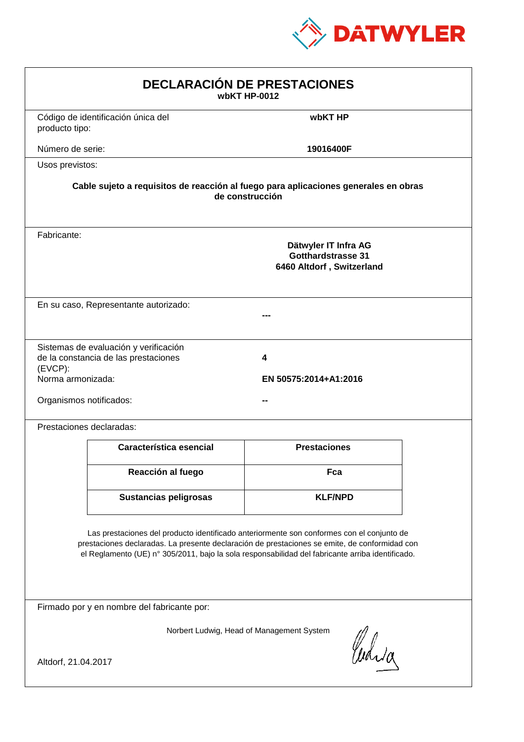DATWYLER

# DECLARACIÓN DE PRESTACIONES

**wbKT HP-0012**

Código de identificación única del producto tipo: **wbKT HP**

Número de serie: **19016400F**

Usos previstos:

**Cable sujeto a requisitos de reacción al fuego para aplicaciones generales en obras de construcción**

Fabricante:

**Dätwyler IT Infra AG**
**Gotthardstrasse 31**
**6460 Altdorf , Switzerland**

En su caso, Representante autorizado: **---**

Sistemas de evaluación y verificación de la constancia de las prestaciones (EVCP): **4**

Norma armonizada: **EN 50575:2014+A1:2016**

Organismos notificados: **--**

Prestaciones declaradas:

| Característica esencial | Prestaciones |
|---|---|
| **Reacción al fuego** | **Fca** |
| **Sustancias peligrosas** | **KLF/NPD** |

Las prestaciones del producto identificado anteriormente son conformes con el conjunto de prestaciones declaradas. La presente declaración de prestaciones se emite, de conformidad con el Reglamento (UE) n° 305/2011, bajo la sola responsabilidad del fabricante arriba identificado.

Firmado por y en nombre del fabricante por:

Norbert Ludwig, Head of Management System

Altdorf, 21.04.2017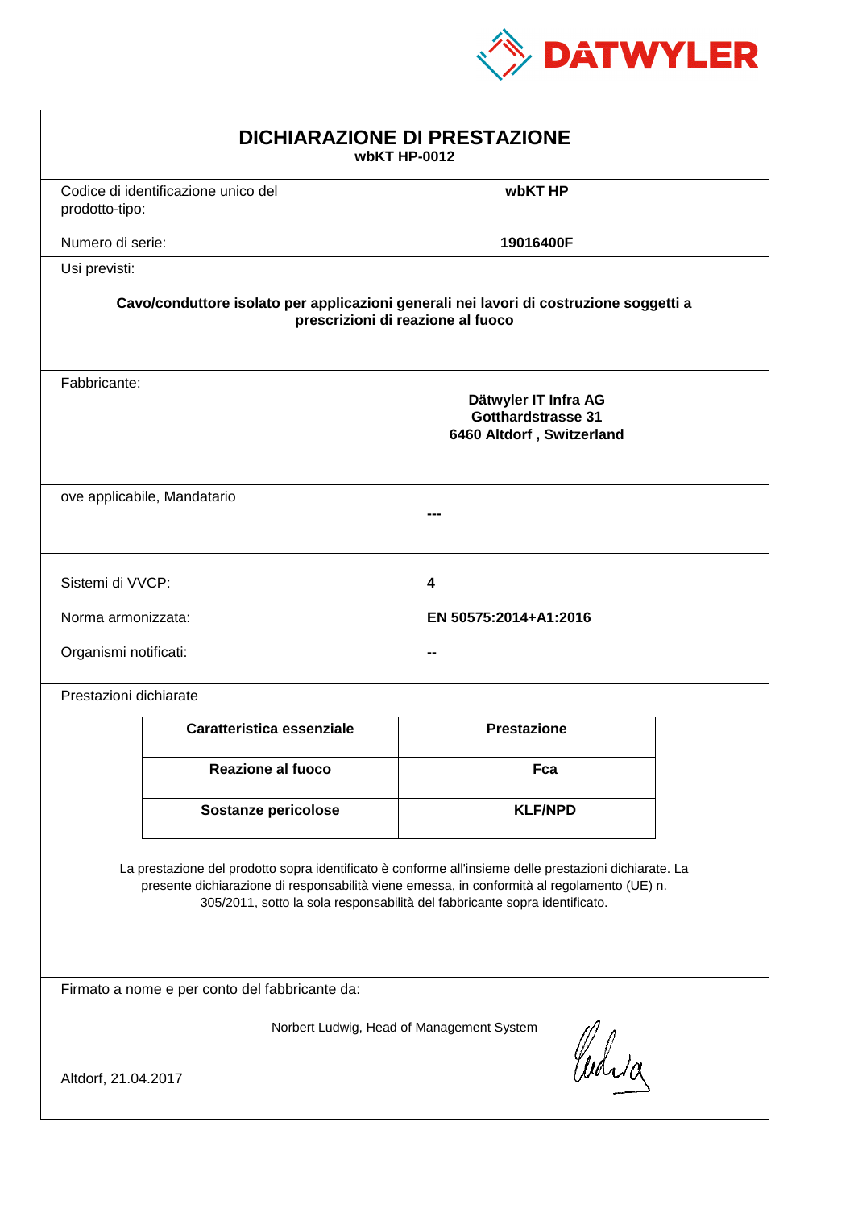DATWYLER

# DICHIARAZIONE DI PRESTAZIONE

**wbKT HP-0012**

| | |
|---|---|
| Codice di identificazione unico del prodotto-tipo: | **wbKT HP** |
| Numero di serie: | **19016400F** |

Usi previsti:

**Cavo/conduttore isolato per applicazioni generali nei lavori di costruzione soggetti a prescrizioni di reazione al fuoco**

Fabbricante:

**Dätwyler IT Infra AG**
**Gotthardstrasse 31**
**6460 Altdorf , Switzerland**

ove applicabile, Mandatario

**---**

| | |
|---|---|
| Sistemi di VVCP: | **4** |
| Norma armonizzata: | **EN 50575:2014+A1:2016** |
| Organismi notificati: | **--** |

Prestazioni dichiarate

| Caratteristica essenziale | Prestazione |
|---|---|
| **Reazione al fuoco** | **Fca** |
| **Sostanze pericolose** | **KLF/NPD** |

La prestazione del prodotto sopra identificato è conforme all'insieme delle prestazioni dichiarate. La presente dichiarazione di responsabilità viene emessa, in conformità al regolamento (UE) n. 305/2011, sotto la sola responsabilità del fabbricante sopra identificato.

Firmato a nome e per conto del fabbricante da:

Norbert Ludwig, Head of Management System

Altdorf, 21.04.2017